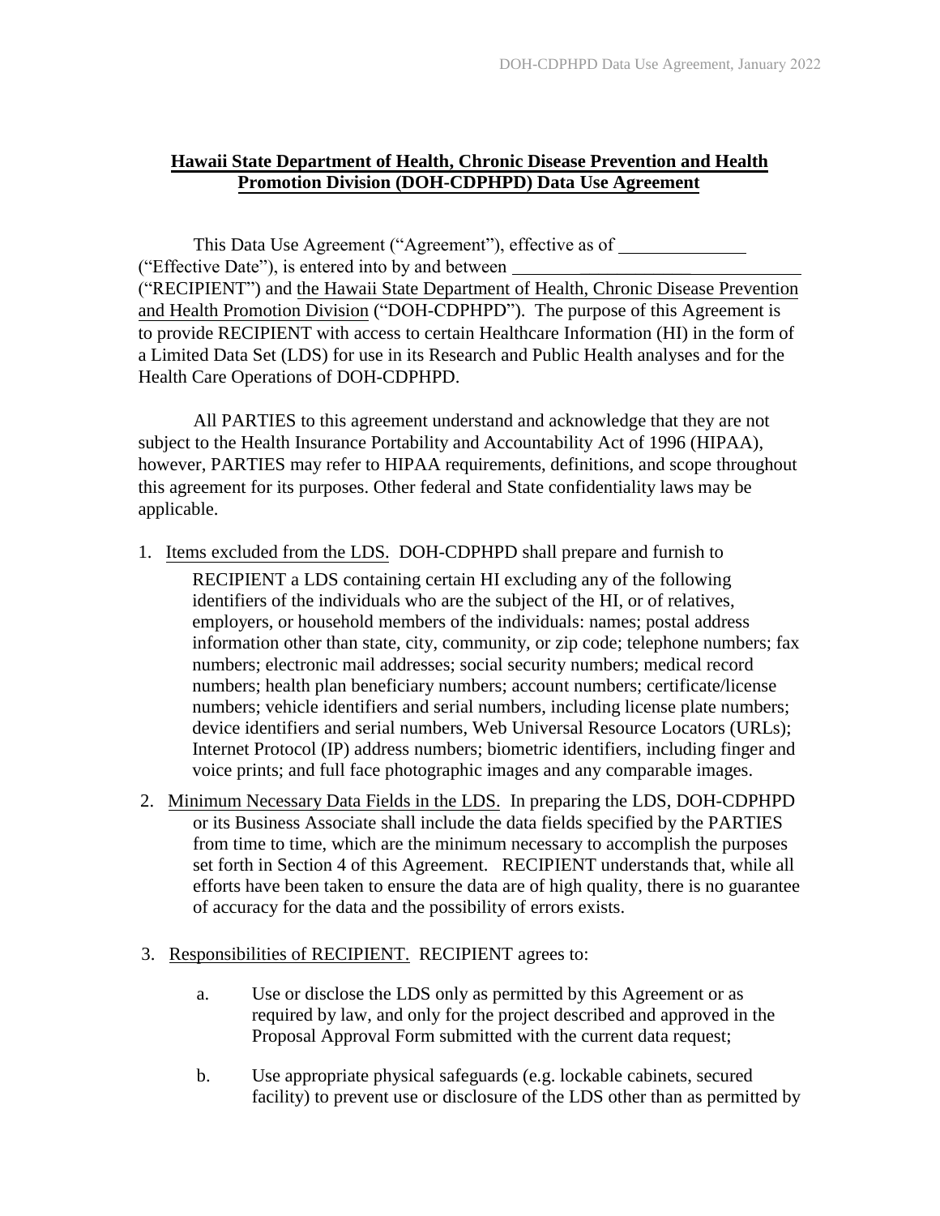**<u>Hawaii State Department of Health, Chronic Disease Prevention and Health Promotion Division (DOH-CDPHPD) Data Use Agreement</u>**

This Data Use Agreement ("Agreement"), effective as of ______________ ("Effective Date"), is entered into by and between ________________________________ ("RECIPIENT") and <u>the Hawaii State Department of Health, Chronic Disease Prevention and Health Promotion Division</u> ("DOH-CDPHPD"). The purpose of this Agreement is to provide RECIPIENT with access to certain Healthcare Information (HI) in the form of a Limited Data Set (LDS) for use in its Research and Public Health analyses and for the Health Care Operations of DOH-CDPHPD.

All PARTIES to this agreement understand and acknowledge that they are not subject to the Health Insurance Portability and Accountability Act of 1996 (HIPAA), however, PARTIES may refer to HIPAA requirements, definitions, and scope throughout this agreement for its purposes. Other federal and State confidentiality laws may be applicable.

1. <u>Items excluded from the LDS.</u> DOH-CDPHPD shall prepare and furnish to RECIPIENT a LDS containing certain HI excluding any of the following identifiers of the individuals who are the subject of the HI, or of relatives, employers, or household members of the individuals: names; postal address information other than state, city, community, or zip code; telephone numbers; fax numbers; electronic mail addresses; social security numbers; medical record numbers; health plan beneficiary numbers; account numbers; certificate/license numbers; vehicle identifiers and serial numbers, including license plate numbers; device identifiers and serial numbers, Web Universal Resource Locators (URLs); Internet Protocol (IP) address numbers; biometric identifiers, including finger and voice prints; and full face photographic images and any comparable images.

2. <u>Minimum Necessary Data Fields in the LDS.</u> In preparing the LDS, DOH-CDPHPD or its Business Associate shall include the data fields specified by the PARTIES from time to time, which are the minimum necessary to accomplish the purposes set forth in Section 4 of this Agreement. RECIPIENT understands that, while all efforts have been taken to ensure the data are of high quality, there is no guarantee of accuracy for the data and the possibility of errors exists.

3. <u>Responsibilities of RECIPIENT.</u> RECIPIENT agrees to:

    a. Use or disclose the LDS only as permitted by this Agreement or as required by law, and only for the project described and approved in the Proposal Approval Form submitted with the current data request;

    b. Use appropriate physical safeguards (e.g. lockable cabinets, secured facility) to prevent use or disclosure of the LDS other than as permitted by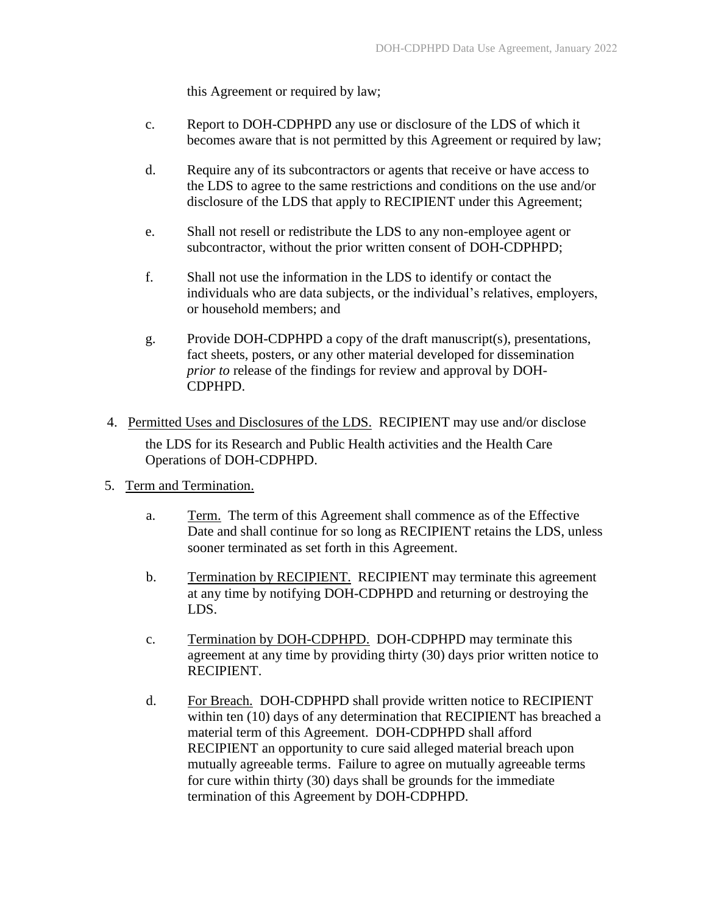this Agreement or required by law;

c. Report to DOH-CDPHPD any use or disclosure of the LDS of which it becomes aware that is not permitted by this Agreement or required by law;

d. Require any of its subcontractors or agents that receive or have access to the LDS to agree to the same restrictions and conditions on the use and/or disclosure of the LDS that apply to RECIPIENT under this Agreement;

e. Shall not resell or redistribute the LDS to any non-employee agent or subcontractor, without the prior written consent of DOH-CDPHPD;

f. Shall not use the information in the LDS to identify or contact the individuals who are data subjects, or the individual's relatives, employers, or household members; and

g. Provide DOH-CDPHPD a copy of the draft manuscript(s), presentations, fact sheets, posters, or any other material developed for dissemination *prior to* release of the findings for review and approval by DOH-CDPHPD.

4. Permitted Uses and Disclosures of the LDS. RECIPIENT may use and/or disclose the LDS for its Research and Public Health activities and the Health Care Operations of DOH-CDPHPD.

5. Term and Termination.

a. Term. The term of this Agreement shall commence as of the Effective Date and shall continue for so long as RECIPIENT retains the LDS, unless sooner terminated as set forth in this Agreement.

b. Termination by RECIPIENT. RECIPIENT may terminate this agreement at any time by notifying DOH-CDPHPD and returning or destroying the LDS.

c. Termination by DOH-CDPHPD. DOH-CDPHPD may terminate this agreement at any time by providing thirty (30) days prior written notice to RECIPIENT.

d. For Breach. DOH-CDPHPD shall provide written notice to RECIPIENT within ten (10) days of any determination that RECIPIENT has breached a material term of this Agreement. DOH-CDPHPD shall afford RECIPIENT an opportunity to cure said alleged material breach upon mutually agreeable terms. Failure to agree on mutually agreeable terms for cure within thirty (30) days shall be grounds for the immediate termination of this Agreement by DOH-CDPHPD.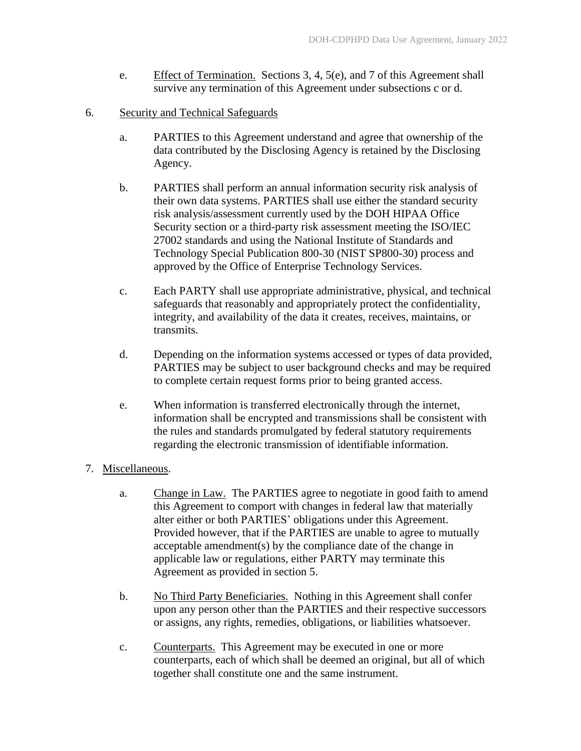e. Effect of Termination. Sections 3, 4, 5(e), and 7 of this Agreement shall survive any termination of this Agreement under subsections c or d.

6. Security and Technical Safeguards

a. PARTIES to this Agreement understand and agree that ownership of the data contributed by the Disclosing Agency is retained by the Disclosing Agency.

b. PARTIES shall perform an annual information security risk analysis of their own data systems. PARTIES shall use either the standard security risk analysis/assessment currently used by the DOH HIPAA Office Security section or a third-party risk assessment meeting the ISO/IEC 27002 standards and using the National Institute of Standards and Technology Special Publication 800-30 (NIST SP800-30) process and approved by the Office of Enterprise Technology Services.

c. Each PARTY shall use appropriate administrative, physical, and technical safeguards that reasonably and appropriately protect the confidentiality, integrity, and availability of the data it creates, receives, maintains, or transmits.

d. Depending on the information systems accessed or types of data provided, PARTIES may be subject to user background checks and may be required to complete certain request forms prior to being granted access.

e. When information is transferred electronically through the internet, information shall be encrypted and transmissions shall be consistent with the rules and standards promulgated by federal statutory requirements regarding the electronic transmission of identifiable information.

7. Miscellaneous.

a. Change in Law. The PARTIES agree to negotiate in good faith to amend this Agreement to comport with changes in federal law that materially alter either or both PARTIES' obligations under this Agreement. Provided however, that if the PARTIES are unable to agree to mutually acceptable amendment(s) by the compliance date of the change in applicable law or regulations, either PARTY may terminate this Agreement as provided in section 5.

b. No Third Party Beneficiaries. Nothing in this Agreement shall confer upon any person other than the PARTIES and their respective successors or assigns, any rights, remedies, obligations, or liabilities whatsoever.

c. Counterparts. This Agreement may be executed in one or more counterparts, each of which shall be deemed an original, but all of which together shall constitute one and the same instrument.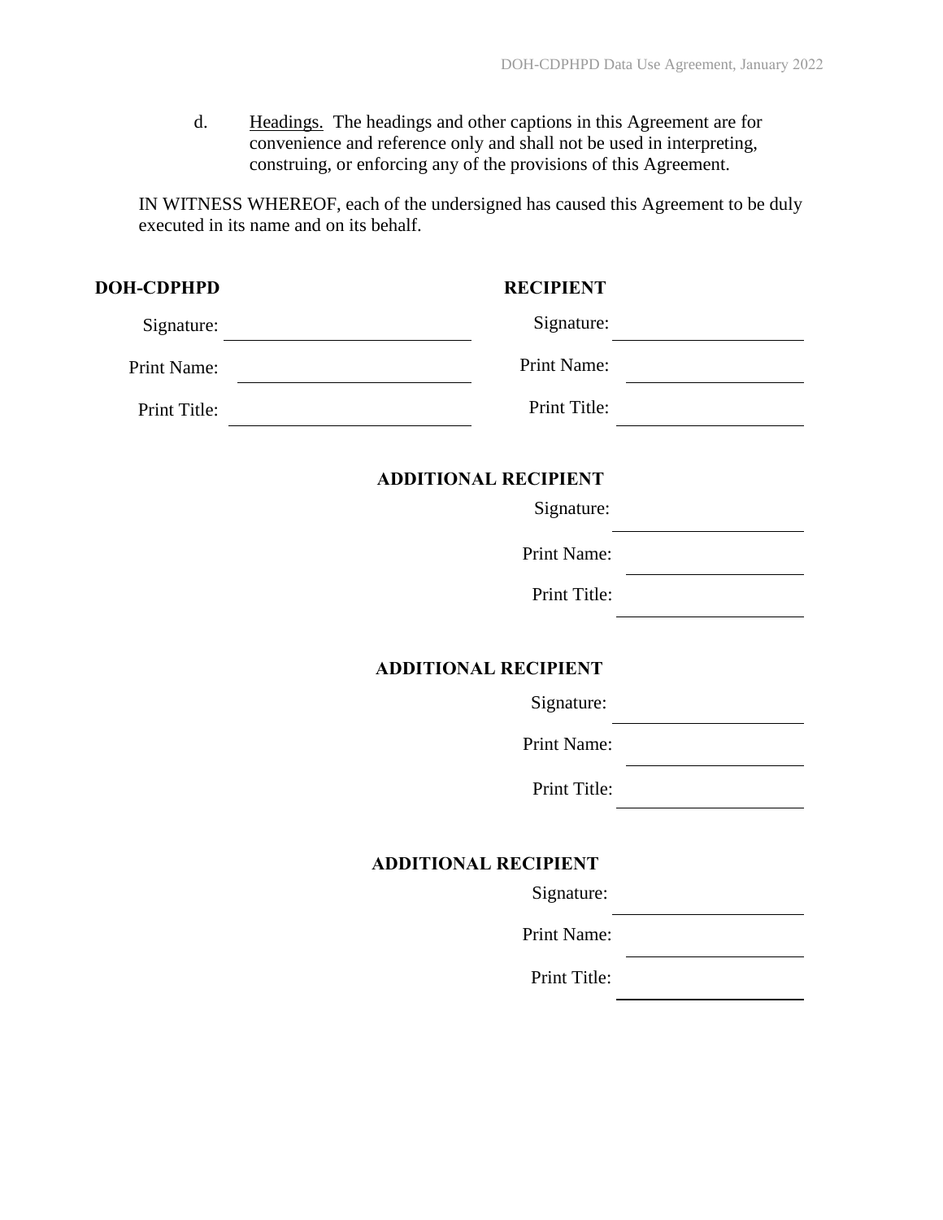d. Headings. The headings and other captions in this Agreement are for convenience and reference only and shall not be used in interpreting, construing, or enforcing any of the provisions of this Agreement.

IN WITNESS WHEREOF, each of the undersigned has caused this Agreement to be duly executed in its name and on its behalf.

**DOH-CDPHPD**

Signature: ______________________

Print Name: ______________________

Print Title: ______________________

**RECIPIENT**

Signature: ______________________

Print Name: ______________________

Print Title: ______________________

**ADDITIONAL RECIPIENT**

Signature: ______________________

Print Name: ______________________

Print Title: ______________________

**ADDITIONAL RECIPIENT**

Signature: ______________________

Print Name: ______________________

Print Title: ______________________

**ADDITIONAL RECIPIENT**

Signature: ______________________

Print Name: ______________________

Print Title: ______________________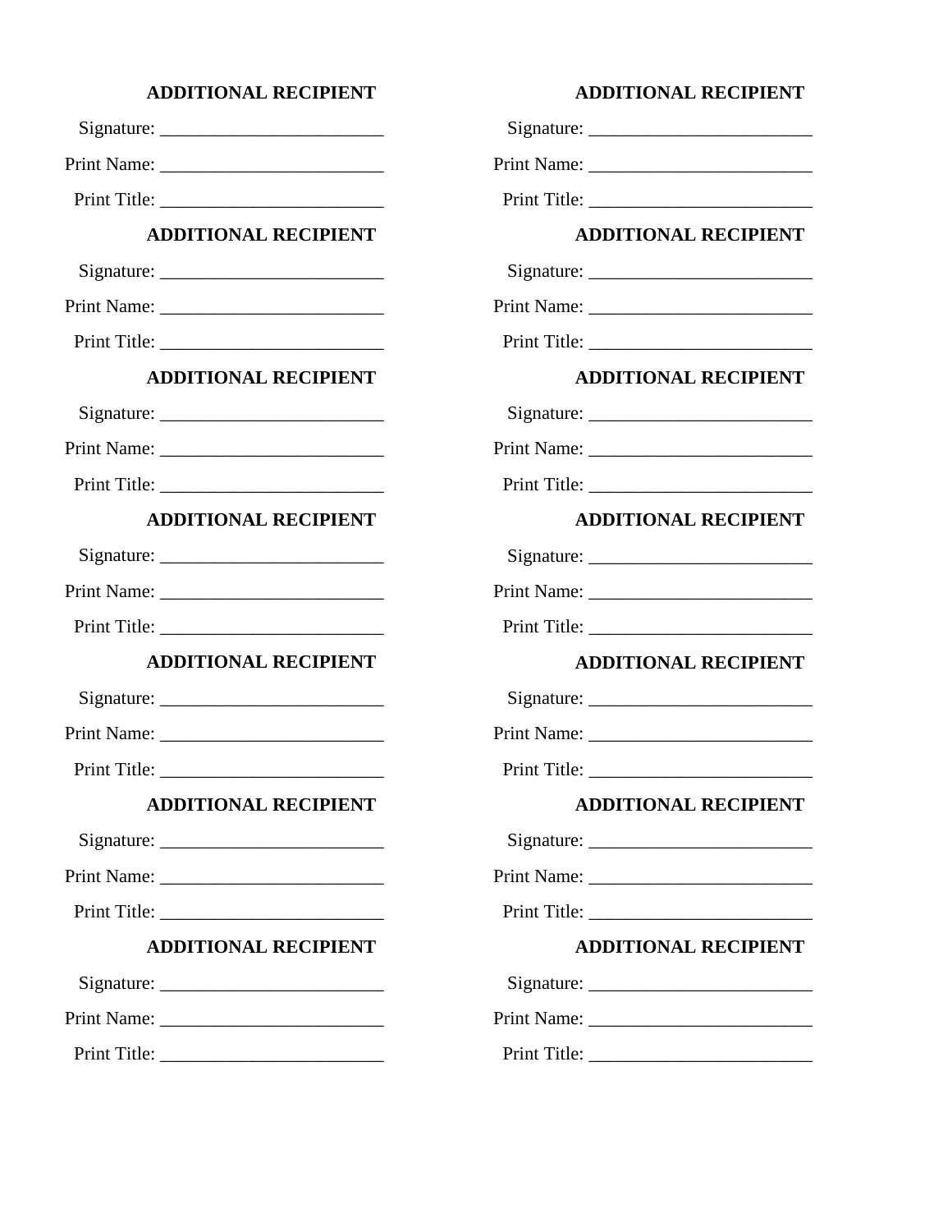**ADDITIONAL RECIPIENT**

Signature: ________________________

Print Name: ________________________

Print Title: ________________________

**ADDITIONAL RECIPIENT**

Signature: ________________________

Print Name: ________________________

Print Title: ________________________

**ADDITIONAL RECIPIENT**

Signature: ________________________

Print Name: ________________________

Print Title: ________________________

**ADDITIONAL RECIPIENT**

Signature: ________________________

Print Name: ________________________

Print Title: ________________________

**ADDITIONAL RECIPIENT**

Signature: ________________________

Print Name: ________________________

Print Title: ________________________

**ADDITIONAL RECIPIENT**

Signature: ________________________

Print Name: ________________________

Print Title: ________________________

**ADDITIONAL RECIPIENT**

Signature: ________________________

Print Name: ________________________

Print Title: ________________________

**ADDITIONAL RECIPIENT**

Signature: ________________________

Print Name: ________________________

Print Title: ________________________

**ADDITIONAL RECIPIENT**

Signature: ________________________

Print Name: ________________________

Print Title: ________________________

**ADDITIONAL RECIPIENT**

Signature: ________________________

Print Name: ________________________

Print Title: ________________________

**ADDITIONAL RECIPIENT**

Signature: ________________________

Print Name: ________________________

Print Title: ________________________

**ADDITIONAL RECIPIENT**

Signature: ________________________

Print Name: ________________________

Print Title: ________________________

**ADDITIONAL RECIPIENT**

Signature: ________________________

Print Name: ________________________

Print Title: ________________________

**ADDITIONAL RECIPIENT**

Signature: ________________________

Print Name: ________________________

Print Title: ________________________